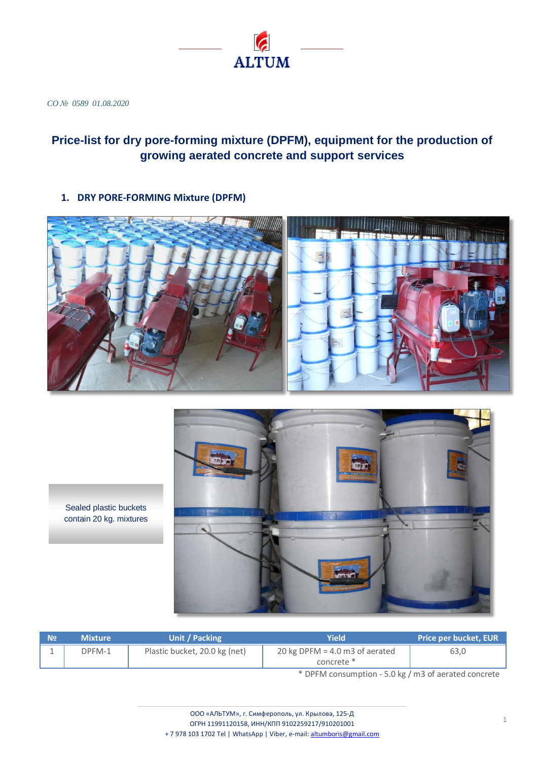ALTUM

*CO № 0589 01.08.2020*

# Price-list for dry pore-forming mixture (DPFM), equipment for the production of growing aerated concrete and support services

## 1. DRY PORE-FORMING Mixture (DPFM)

Sealed plastic buckets contain 20 kg. mixtures

| № | Mixture | Unit / Packing | Yield | Price per bucket, EUR |
|---|---|---|---|---|
| 1 | DPFM-1 | Plastic bucket, 20.0 kg (net) | 20 kg DPFM = 4.0 m3 of aerated concrete * | 63,0 |

* DPFM consumption - 5.0 kg / m3 of aerated concrete

ООО «АЛЬТУМ», г. Симферополь, ул. Крылова, 125-Д
ОГРН 11991120158, ИНН/КПП 9102259217/910201001
+ 7 978 103 1702 Tel | WhatsApp | Viber, e-mail: altumboris@gmail.com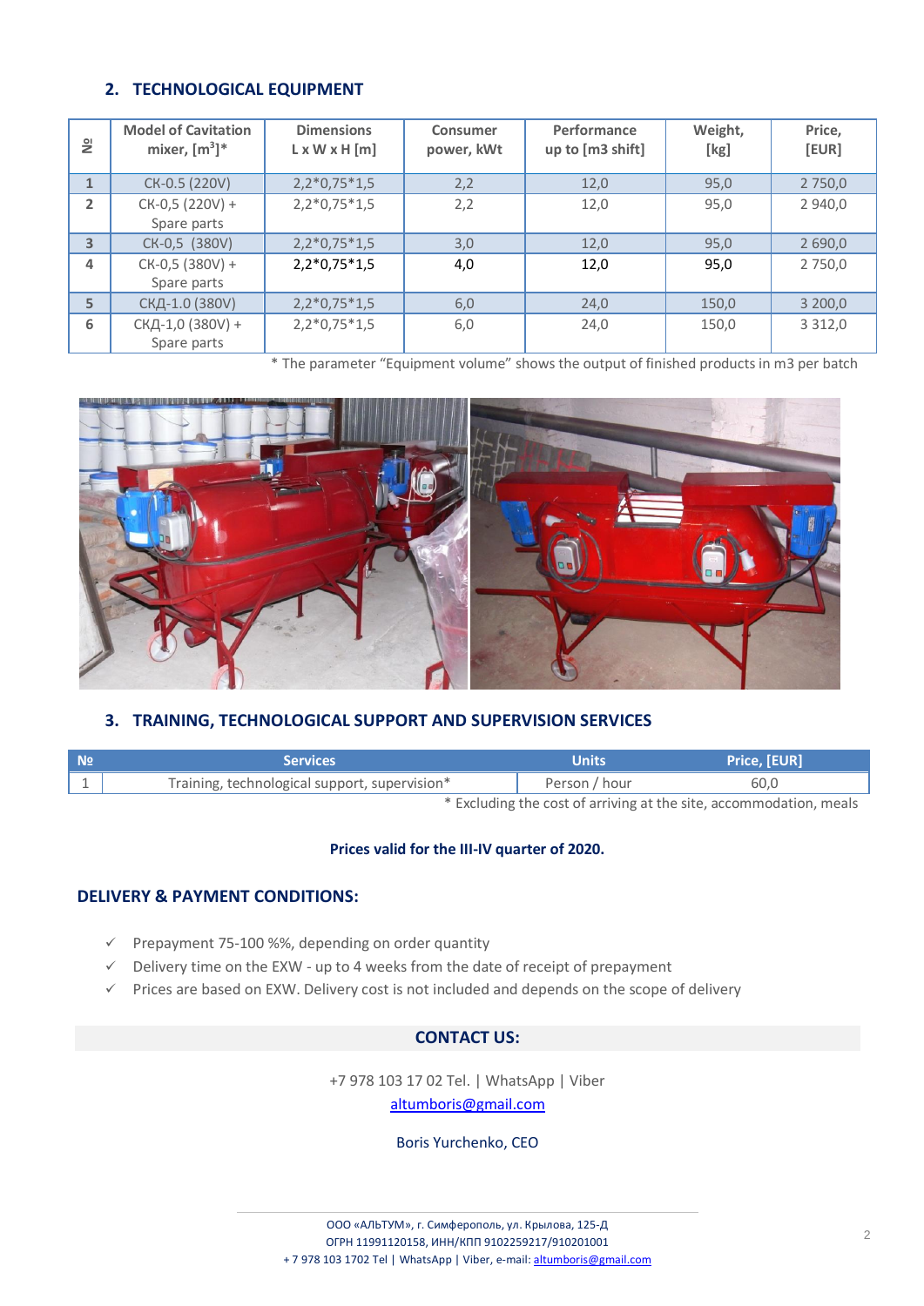## 2. TECHNOLOGICAL EQUIPMENT

| № | Model of Cavitation mixer, [m$^3$]* | Dimensions L x W x H [m] | Consumer power, kWt | Performance up to [m3 shift] | Weight, [kg] | Price, [EUR] |
|---|---|---|---|---|---|---|
| 1 | СК-0.5 (220V) | 2,2*0,75*1,5 | 2,2 | 12,0 | 95,0 | 2 750,0 |
| 2 | СК-0,5 (220V) + Spare parts | 2,2*0,75*1,5 | 2,2 | 12,0 | 95,0 | 2 940,0 |
| 3 | СК-0,5 (380V) | 2,2*0,75*1,5 | 3,0 | 12,0 | 95,0 | 2 690,0 |
| 4 | СК-0,5 (380V) + Spare parts | 2,2*0,75*1,5 | 4,0 | 12,0 | 95,0 | 2 750,0 |
| 5 | СКД-1.0 (380V) | 2,2*0,75*1,5 | 6,0 | 24,0 | 150,0 | 3 200,0 |
| 6 | СКД-1,0 (380V) + Spare parts | 2,2*0,75*1,5 | 6,0 | 24,0 | 150,0 | 3 312,0 |

* The parameter "Equipment volume" shows the output of finished products in m3 per batch

## 3. TRAINING, TECHNOLOGICAL SUPPORT AND SUPERVISION SERVICES

| № | Services | Units | Price, [EUR] |
|---|---|---|---|
| 1 | Training, technological support, supervision* | Person / hour | 60,0 |

* Excluding the cost of arriving at the site, accommodation, meals

**Prices valid for the III-IV quarter of 2020.**

## DELIVERY & PAYMENT CONDITIONS:

- ✓ Prepayment 75-100 %%, depending on order quantity
- ✓ Delivery time on the EXW - up to 4 weeks from the date of receipt of prepayment
- ✓ Prices are based on EXW. Delivery cost is not included and depends on the scope of delivery

## CONTACT US:

+7 978 103 17 02 Tel. | WhatsApp | Viber

altumboris@gmail.com

Boris Yurchenko, CEO

ООО «АЛЬТУМ», г. Симферополь, ул. Крылова, 125-Д
ОГРН 11991120158, ИНН/КПП 9102259217/910201001
+ 7 978 103 1702 Tel | WhatsApp | Viber, e-mail: altumboris@gmail.com